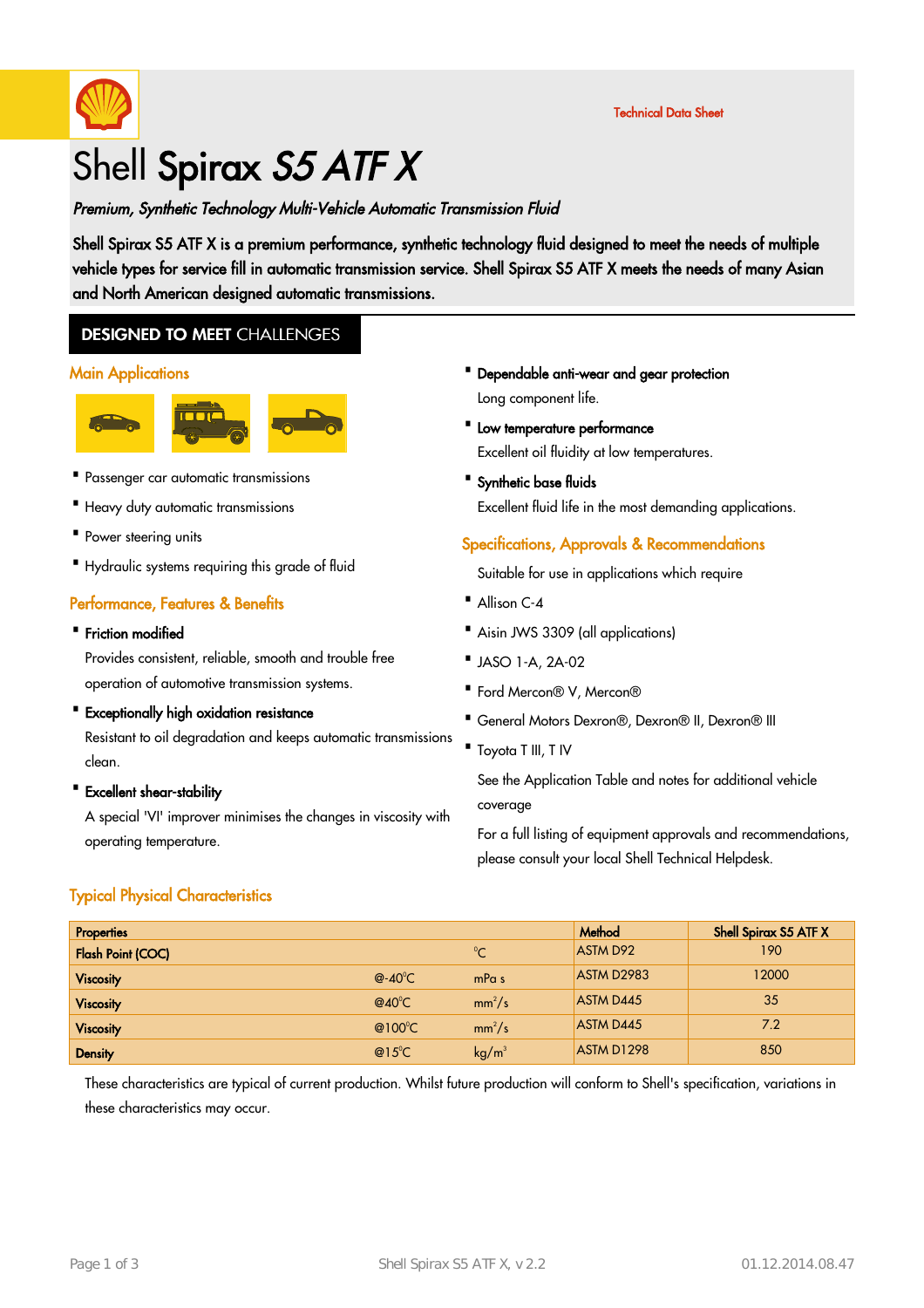Technical Data Sheet

# Shell **Spirax** *S5 ATF X*

***Premium, Synthetic Technology Multi-Vehicle Automatic Transmission Fluid***

**Shell Spirax S5 ATF X is a premium performance, synthetic technology fluid designed to meet the needs of multiple vehicle types for service fill in automatic transmission service. Shell Spirax S5 ATF X meets the needs of many Asian and North American designed automatic transmissions.**

## DESIGNED TO MEET CHALLENGES

### Main Applications

- Passenger car automatic transmissions
- Heavy duty automatic transmissions
- Power steering units
- Hydraulic systems requiring this grade of fluid

### Performance, Features & Benefits

- **Friction modified**
  Provides consistent, reliable, smooth and trouble free operation of automotive transmission systems.
- **Exceptionally high oxidation resistance**
  Resistant to oil degradation and keeps automatic transmissions clean.
- **Excellent shear-stability**
  A special 'VI' improver minimises the changes in viscosity with operating temperature.
- **Dependable anti-wear and gear protection**
  Long component life.
- **Low temperature performance**
  Excellent oil fluidity at low temperatures.
- **Synthetic base fluids**
  Excellent fluid life in the most demanding applications.

### Specifications, Approvals & Recommendations

Suitable for use in applications which require

- Allison C-4
- Aisin JWS 3309 (all applications)
- JASO 1-A, 2A-02
- Ford Mercon® V, Mercon®
- General Motors Dexron®, Dexron® II, Dexron® III
- Toyota T III, T IV

See the Application Table and notes for additional vehicle coverage

For a full listing of equipment approvals and recommendations, please consult your local Shell Technical Helpdesk.

### Typical Physical Characteristics

| Properties | | | Method | Shell Spirax S5 ATF X |
|---|---|---|---|---|
| **Flash Point (COC)** | | °C | ASTM D92 | 190 |
| **Viscosity** | @-40°C | mPa s | ASTM D2983 | 12000 |
| **Viscosity** | @40°C | $mm^2/s$ | ASTM D445 | 35 |
| **Viscosity** | @100°C | $mm^2/s$ | ASTM D445 | 7.2 |
| **Density** | @15°C | $kg/m^3$ | ASTM D1298 | 850 |

These characteristics are typical of current production. Whilst future production will conform to Shell's specification, variations in these characteristics may occur.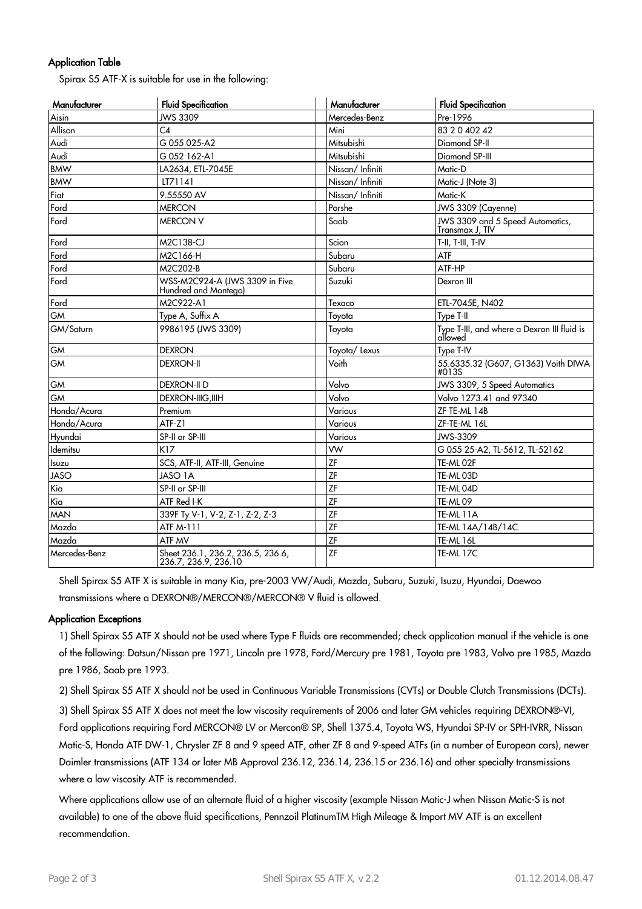### Application Table

Spirax S5 ATF-X is suitable for use in the following:

| Manufacturer | Fluid Specification | Manufacturer | Fluid Specification |
|---|---|---|---|
| Aisin | JWS 3309 | Mercedes-Benz | Pre-1996 |
| Allison | C4 | Mini | 83 2 0 402 42 |
| Audi | G 055 025-A2 | Mitsubishi | Diamond SP-II |
| Audi | G 052 162-A1 | Mitsubishi | Diamond SP-III |
| BMW | LA2634, ETL-7045E | Nissan/ Infiniti | Matic-D |
| BMW | LT71141 | Nissan/ Infiniti | Matic-J (Note 3) |
| Fiat | 9.55550 AV | Nissan/ Infiniti | Matic-K |
| Ford | MERCON | Porshe | JWS 3309 (Cayenne) |
| Ford | MERCON V | Saab | JWS 3309 and 5 Speed Automatics, Transmax J, TIV |
| Ford | M2C138-CJ | Scion | T-II, T-III, T-IV |
| Ford | M2C166-H | Subaru | ATF |
| Ford | M2C202-B | Subaru | ATF-HP |
| Ford | WSS-M2C924-A (JWS 3309 in Five Hundred and Montego) | Suzuki | Dexron III |
| Ford | M2C922-A1 | Texaco | ETL-7045E, N402 |
| GM | Type A, Suffix A | Toyota | Type T-II |
| GM/Saturn | 9986195 (JWS 3309) | Toyota | Type T-III, and where a Dexron III fluid is allowed |
| GM | DEXRON | Toyota/ Lexus | Type T-IV |
| GM | DEXRON-II | Voith | 55.6335.32 (G607, G1363) Voith DIWA #013S |
| GM | DEXRON-II D | Volvo | JWS 3309, 5 Speed Automatics |
| GM | DEXRON-IIIG,IIIH | Volvo | Volvo 1273.41 and 97340 |
| Honda/Acura | Premium | Various | ZF TE-ML 14B |
| Honda/Acura | ATF-Z1 | Various | ZF-TE-ML 16L |
| Hyundai | SP-II or SP-III | Various | JWS-3309 |
| Idemitsu | K17 | VW | G 055 25-A2, TL-5612, TL-52162 |
| Isuzu | SCS, ATF-II, ATF-III, Genuine | ZF | TE-ML 02F |
| JASO | JASO 1A | ZF | TE-ML 03D |
| Kia | SP-II or SP-III | ZF | TE-ML 04D |
| Kia | ATF Red I-K | ZF | TE-ML 09 |
| MAN | 339F Ty V-1, V-2, Z-1, Z-2, Z-3 | ZF | TE-ML 11A |
| Mazda | ATF M-111 | ZF | TE-ML 14A/14B/14C |
| Mazda | ATF MV | ZF | TE-ML 16L |
| Mercedes-Benz | Sheet 236.1, 236.2, 236.5, 236.6, 236.7, 236.9, 236.10 | ZF | TE-ML 17C |

Shell Spirax S5 ATF X is suitable in many Kia, pre-2003 VW/Audi, Mazda, Subaru, Suzuki, Isuzu, Hyundai, Daewoo transmissions where a DEXRON®/MERCON®/MERCON® V fluid is allowed.

### Application Exceptions

1) Shell Spirax S5 ATF X should not be used where Type F fluids are recommended; check application manual if the vehicle is one of the following: Datsun/Nissan pre 1971, Lincoln pre 1978, Ford/Mercury pre 1981, Toyota pre 1983, Volvo pre 1985, Mazda pre 1986, Saab pre 1993.

2) Shell Spirax S5 ATF X should not be used in Continuous Variable Transmissions (CVTs) or Double Clutch Transmissions (DCTs).

3) Shell Spirax S5 ATF X does not meet the low viscosity requirements of 2006 and later GM vehicles requiring DEXRON®-VI, Ford applications requiring Ford MERCON® LV or Mercon® SP, Shell 1375.4, Toyota WS, Hyundai SP-IV or SPH-IVRR, Nissan Matic-S, Honda ATF DW-1, Chrysler ZF 8 and 9 speed ATF, other ZF 8 and 9-speed ATFs (in a number of European cars), newer Daimler transmissions (ATF 134 or later MB Approval 236.12, 236.14, 236.15 or 236.16) and other specialty transmissions where a low viscosity ATF is recommended.

Where applications allow use of an alternate fluid of a higher viscosity (example Nissan Matic-J when Nissan Matic-S is not available) to one of the above fluid specifications, Pennzoil PlatinumTM High Mileage & Import MV ATF is an excellent recommendation.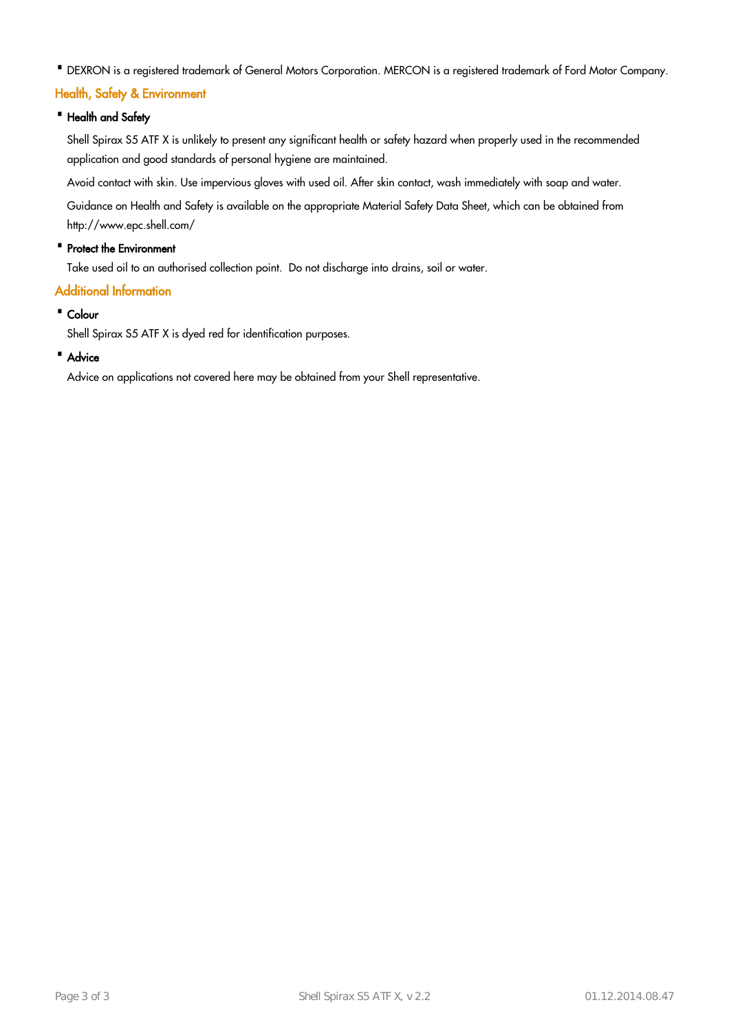- DEXRON is a registered trademark of General Motors Corporation. MERCON is a registered trademark of Ford Motor Company.

## Health, Safety & Environment

- **Health and Safety**

  Shell Spirax S5 ATF X is unlikely to present any significant health or safety hazard when properly used in the recommended application and good standards of personal hygiene are maintained.

  Avoid contact with skin. Use impervious gloves with used oil. After skin contact, wash immediately with soap and water.

  Guidance on Health and Safety is available on the appropriate Material Safety Data Sheet, which can be obtained from http://www.epc.shell.com/

- **Protect the Environment**

  Take used oil to an authorised collection point. Do not discharge into drains, soil or water.

## Additional Information

- **Colour**

  Shell Spirax S5 ATF X is dyed red for identification purposes.

- **Advice**

  Advice on applications not covered here may be obtained from your Shell representative.